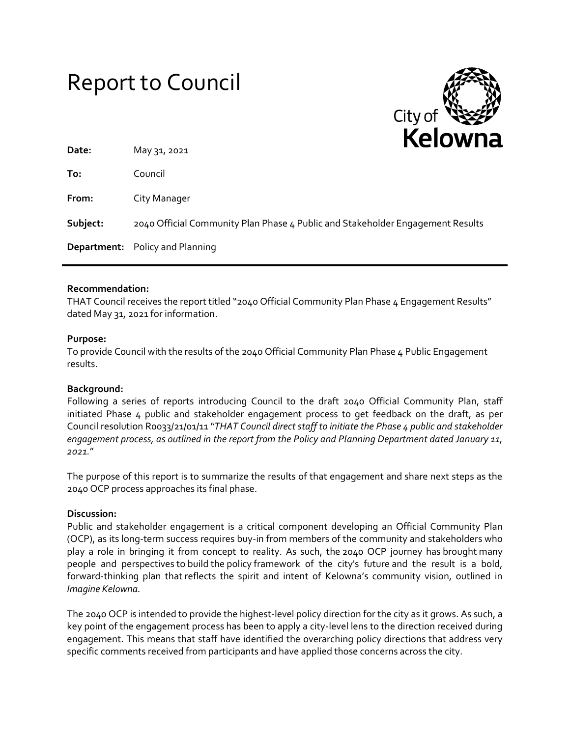# Report to Council

City of Kelowna

| | |
|---|---|
| **Date:** | May 31, 2021 |
| **To:** | Council |
| **From:** | City Manager |
| **Subject:** | 2040 Official Community Plan Phase 4 Public and Stakeholder Engagement Results |
| **Department:** | Policy and Planning |

---

**Recommendation:**

THAT Council receives the report titled "2040 Official Community Plan Phase 4 Engagement Results" dated May 31, 2021 for information.

**Purpose:**

To provide Council with the results of the 2040 Official Community Plan Phase 4 Public Engagement results.

**Background:**

Following a series of reports introducing Council to the draft 2040 Official Community Plan, staff initiated Phase 4 public and stakeholder engagement process to get feedback on the draft, as per Council resolution R0033/21/01/11 "*THAT Council direct staff to initiate the Phase 4 public and stakeholder engagement process, as outlined in the report from the Policy and Planning Department dated January 11, 2021.*"

The purpose of this report is to summarize the results of that engagement and share next steps as the 2040 OCP process approaches its final phase.

**Discussion:**

Public and stakeholder engagement is a critical component developing an Official Community Plan (OCP), as its long-term success requires buy-in from members of the community and stakeholders who play a role in bringing it from concept to reality. As such, the 2040 OCP journey has brought many people and perspectives to build the policy framework of the city's future and the result is a bold, forward-thinking plan that reflects the spirit and intent of Kelowna's community vision, outlined in *Imagine Kelowna*.

The 2040 OCP is intended to provide the highest-level policy direction for the city as it grows. As such, a key point of the engagement process has been to apply a city-level lens to the direction received during engagement. This means that staff have identified the overarching policy directions that address very specific comments received from participants and have applied those concerns across the city.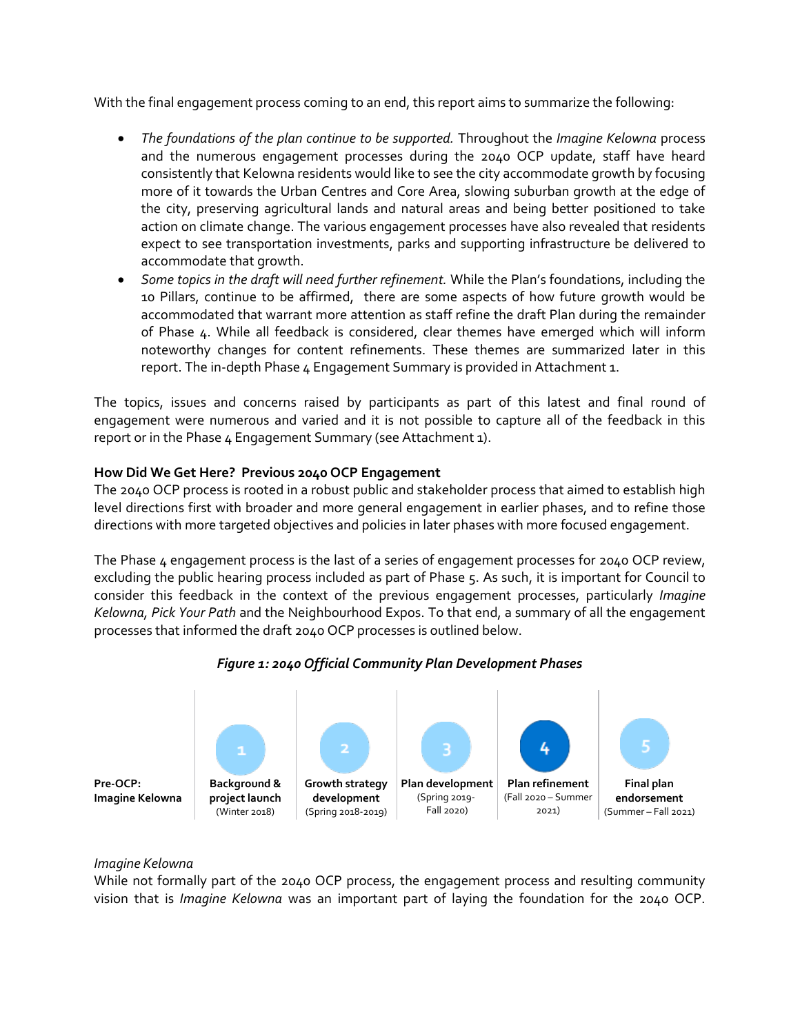With the final engagement process coming to an end, this report aims to summarize the following:

- *The foundations of the plan continue to be supported.* Throughout the *Imagine Kelowna* process and the numerous engagement processes during the 2040 OCP update, staff have heard consistently that Kelowna residents would like to see the city accommodate growth by focusing more of it towards the Urban Centres and Core Area, slowing suburban growth at the edge of the city, preserving agricultural lands and natural areas and being better positioned to take action on climate change. The various engagement processes have also revealed that residents expect to see transportation investments, parks and supporting infrastructure be delivered to accommodate that growth.
- *Some topics in the draft will need further refinement.* While the Plan's foundations, including the 10 Pillars, continue to be affirmed, there are some aspects of how future growth would be accommodated that warrant more attention as staff refine the draft Plan during the remainder of Phase 4. While all feedback is considered, clear themes have emerged which will inform noteworthy changes for content refinements. These themes are summarized later in this report. The in-depth Phase 4 Engagement Summary is provided in Attachment 1.

The topics, issues and concerns raised by participants as part of this latest and final round of engagement were numerous and varied and it is not possible to capture all of the feedback in this report or in the Phase 4 Engagement Summary (see Attachment 1).

**How Did We Get Here? Previous 2040 OCP Engagement**

The 2040 OCP process is rooted in a robust public and stakeholder process that aimed to establish high level directions first with broader and more general engagement in earlier phases, and to refine those directions with more targeted objectives and policies in later phases with more focused engagement.

The Phase 4 engagement process is the last of a series of engagement processes for 2040 OCP review, excluding the public hearing process included as part of Phase 5. As such, it is important for Council to consider this feedback in the context of the previous engagement processes, particularly *Imagine Kelowna, Pick Your Path* and the Neighbourhood Expos. To that end, a summary of all the engagement processes that informed the draft 2040 OCP processes is outlined below.

***Figure 1: 2040 Official Community Plan Development Phases***

| Pre-OCP | 1 | 2 | 3 | 4 | 5 |
|---|---|---|---|---|---|
| **Pre-OCP: Imagine Kelowna** | **Background & project launch** (Winter 2018) | **Growth strategy development** (Spring 2018-2019) | **Plan development** (Spring 2019-Fall 2020) | **Plan refinement** (Fall 2020 – Summer 2021) | **Final plan endorsement** (Summer – Fall 2021) |

*Imagine Kelowna*

While not formally part of the 2040 OCP process, the engagement process and resulting community vision that is *Imagine Kelowna* was an important part of laying the foundation for the 2040 OCP.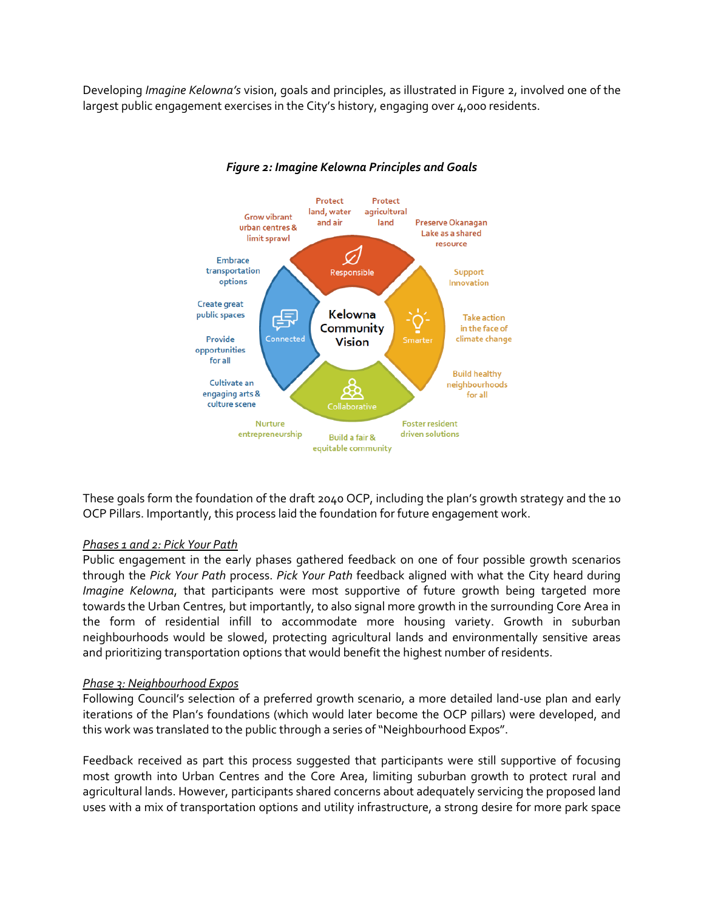Developing *Imagine Kelowna's* vision, goals and principles, as illustrated in Figure 2, involved one of the largest public engagement exercises in the City's history, engaging over 4,000 residents.

***Figure 2: Imagine Kelowna Principles and Goals***

Kelowna Community Vision

Responsible: Protect land, water and air; Protect agricultural land; Preserve Okanagan Lake as a shared resource; Grow vibrant urban centres & limit sprawl

Smarter: Support Innovation; Take action in the face of climate change; Build healthy neighbourhoods for all

Collaborative: Foster resident driven solutions; Build a fair & equitable community; Nurture entrepreneurship

Connected: Cultivate an engaging arts & culture scene; Provide opportunities for all; Create great public spaces; Embrace transportation options

These goals form the foundation of the draft 2040 OCP, including the plan's growth strategy and the 10 OCP Pillars. Importantly, this process laid the foundation for future engagement work.

*Phases 1 and 2: Pick Your Path*

Public engagement in the early phases gathered feedback on one of four possible growth scenarios through the *Pick Your Path* process. *Pick Your Path* feedback aligned with what the City heard during *Imagine Kelowna*, that participants were most supportive of future growth being targeted more towards the Urban Centres, but importantly, to also signal more growth in the surrounding Core Area in the form of residential infill to accommodate more housing variety. Growth in suburban neighbourhoods would be slowed, protecting agricultural lands and environmentally sensitive areas and prioritizing transportation options that would benefit the highest number of residents.

*Phase 3: Neighbourhood Expos*

Following Council's selection of a preferred growth scenario, a more detailed land-use plan and early iterations of the Plan's foundations (which would later become the OCP pillars) were developed, and this work was translated to the public through a series of "Neighbourhood Expos".

Feedback received as part this process suggested that participants were still supportive of focusing most growth into Urban Centres and the Core Area, limiting suburban growth to protect rural and agricultural lands. However, participants shared concerns about adequately servicing the proposed land uses with a mix of transportation options and utility infrastructure, a strong desire for more park space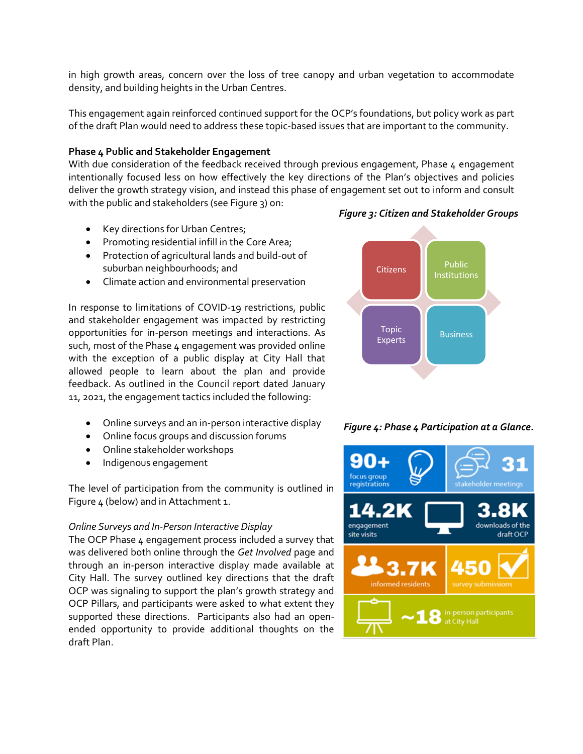in high growth areas, concern over the loss of tree canopy and urban vegetation to accommodate density, and building heights in the Urban Centres.

This engagement again reinforced continued support for the OCP's foundations, but policy work as part of the draft Plan would need to address these topic-based issues that are important to the community.

**Phase 4 Public and Stakeholder Engagement**

With due consideration of the feedback received through previous engagement, Phase 4 engagement intentionally focused less on how effectively the key directions of the Plan's objectives and policies deliver the growth strategy vision, and instead this phase of engagement set out to inform and consult with the public and stakeholders (see Figure 3) on:

- Key directions for Urban Centres;
- Promoting residential infill in the Core Area;
- Protection of agricultural lands and build-out of suburban neighbourhoods; and
- Climate action and environmental preservation

*Figure 3: Citizen and Stakeholder Groups*

Citizens | Public Institutions | Topic Experts | Business

In response to limitations of COVID-19 restrictions, public and stakeholder engagement was impacted by restricting opportunities for in-person meetings and interactions. As such, most of the Phase 4 engagement was provided online with the exception of a public display at City Hall that allowed people to learn about the plan and provide feedback. As outlined in the Council report dated January 11, 2021, the engagement tactics included the following:

- Online surveys and an in-person interactive display
- Online focus groups and discussion forums
- Online stakeholder workshops
- Indigenous engagement

The level of participation from the community is outlined in Figure 4 (below) and in Attachment 1.

*Figure 4: Phase 4 Participation at a Glance.*

- 90+ focus group registrations
- 31 stakeholder meetings
- 14.2K engagement site visits
- 3.8K downloads of the draft OCP
- 3.7K informed residents
- 450 survey submissions
- ~18 in-person participants at City Hall

*Online Surveys and In-Person Interactive Display*

The OCP Phase 4 engagement process included a survey that was delivered both online through the *Get Involved* page and through an in-person interactive display made available at City Hall. The survey outlined key directions that the draft OCP was signaling to support the plan's growth strategy and OCP Pillars, and participants were asked to what extent they supported these directions. Participants also had an open-ended opportunity to provide additional thoughts on the draft Plan.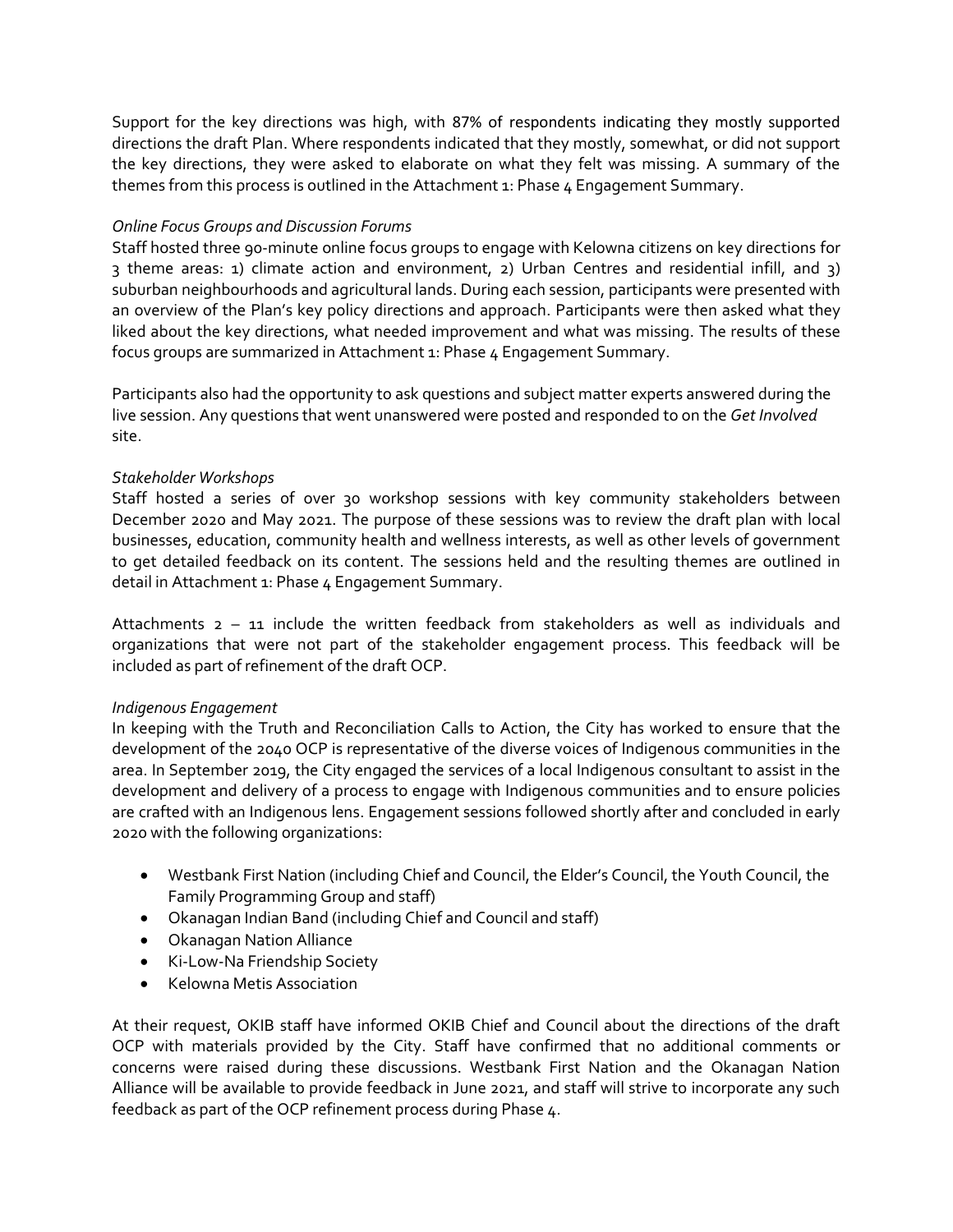Support for the key directions was high, with 87% of respondents indicating they mostly supported directions the draft Plan. Where respondents indicated that they mostly, somewhat, or did not support the key directions, they were asked to elaborate on what they felt was missing. A summary of the themes from this process is outlined in the Attachment 1: Phase 4 Engagement Summary.

*Online Focus Groups and Discussion Forums*

Staff hosted three 90-minute online focus groups to engage with Kelowna citizens on key directions for 3 theme areas: 1) climate action and environment, 2) Urban Centres and residential infill, and 3) suburban neighbourhoods and agricultural lands. During each session, participants were presented with an overview of the Plan's key policy directions and approach. Participants were then asked what they liked about the key directions, what needed improvement and what was missing. The results of these focus groups are summarized in Attachment 1: Phase 4 Engagement Summary.

Participants also had the opportunity to ask questions and subject matter experts answered during the live session. Any questions that went unanswered were posted and responded to on the *Get Involved* site.

*Stakeholder Workshops*

Staff hosted a series of over 30 workshop sessions with key community stakeholders between December 2020 and May 2021. The purpose of these sessions was to review the draft plan with local businesses, education, community health and wellness interests, as well as other levels of government to get detailed feedback on its content. The sessions held and the resulting themes are outlined in detail in Attachment 1: Phase 4 Engagement Summary.

Attachments 2 – 11 include the written feedback from stakeholders as well as individuals and organizations that were not part of the stakeholder engagement process. This feedback will be included as part of refinement of the draft OCP.

*Indigenous Engagement*

In keeping with the Truth and Reconciliation Calls to Action, the City has worked to ensure that the development of the 2040 OCP is representative of the diverse voices of Indigenous communities in the area. In September 2019, the City engaged the services of a local Indigenous consultant to assist in the development and delivery of a process to engage with Indigenous communities and to ensure policies are crafted with an Indigenous lens. Engagement sessions followed shortly after and concluded in early 2020 with the following organizations:

- Westbank First Nation (including Chief and Council, the Elder's Council, the Youth Council, the Family Programming Group and staff)
- Okanagan Indian Band (including Chief and Council and staff)
- Okanagan Nation Alliance
- Ki-Low-Na Friendship Society
- Kelowna Metis Association

At their request, OKIB staff have informed OKIB Chief and Council about the directions of the draft OCP with materials provided by the City. Staff have confirmed that no additional comments or concerns were raised during these discussions. Westbank First Nation and the Okanagan Nation Alliance will be available to provide feedback in June 2021, and staff will strive to incorporate any such feedback as part of the OCP refinement process during Phase 4.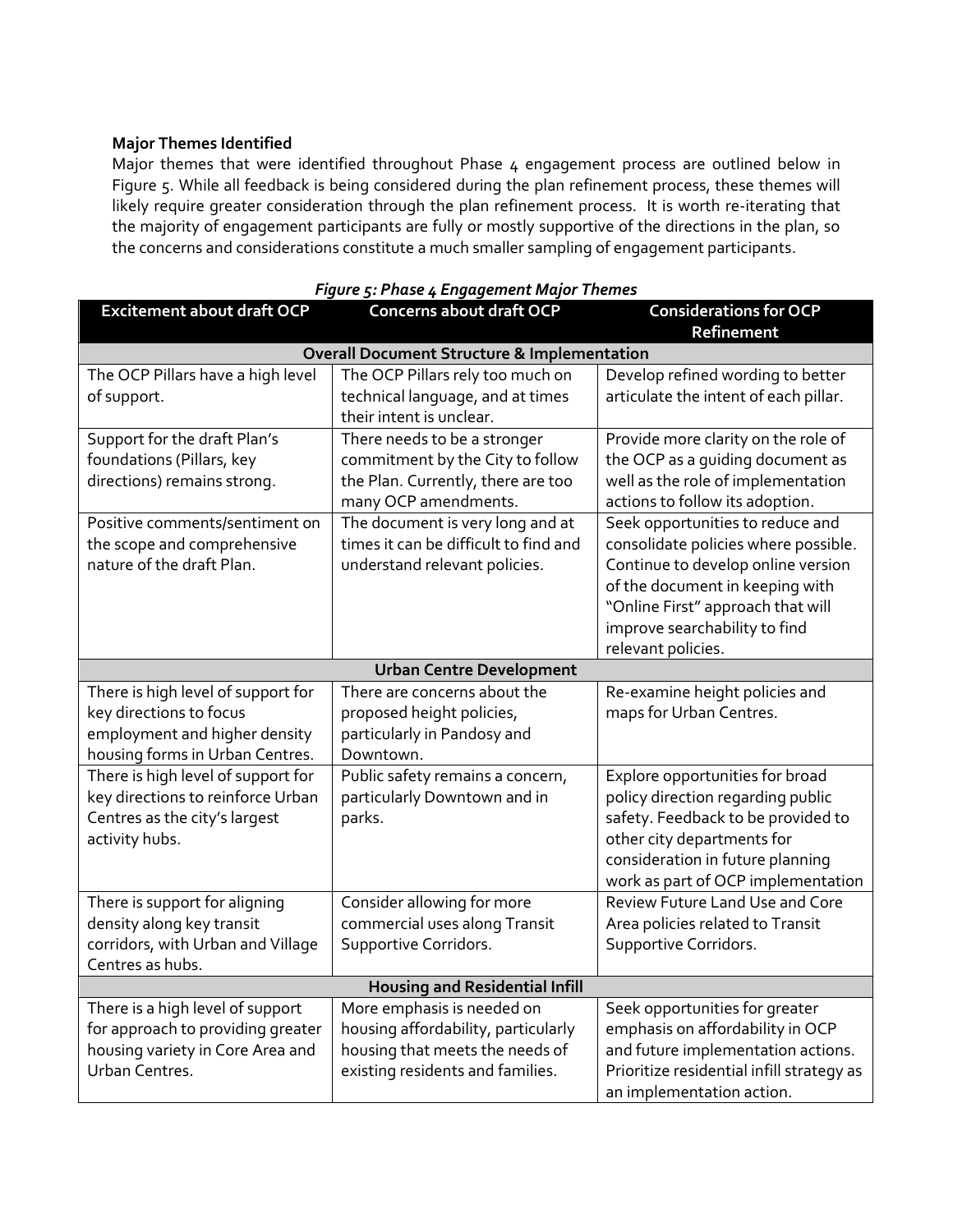**Major Themes Identified**

Major themes that were identified throughout Phase 4 engagement process are outlined below in Figure 5. While all feedback is being considered during the plan refinement process, these themes will likely require greater consideration through the plan refinement process. It is worth re-iterating that the majority of engagement participants are fully or mostly supportive of the directions in the plan, so the concerns and considerations constitute a much smaller sampling of engagement participants.

*Figure 5: Phase 4 Engagement Major Themes*

| Excitement about draft OCP | Concerns about draft OCP | Considerations for OCP Refinement |
|---|---|---|
| **Overall Document Structure & Implementation** | | |
| The OCP Pillars have a high level of support. | The OCP Pillars rely too much on technical language, and at times their intent is unclear. | Develop refined wording to better articulate the intent of each pillar. |
| Support for the draft Plan's foundations (Pillars, key directions) remains strong. | There needs to be a stronger commitment by the City to follow the Plan. Currently, there are too many OCP amendments. | Provide more clarity on the role of the OCP as a guiding document as well as the role of implementation actions to follow its adoption. |
| Positive comments/sentiment on the scope and comprehensive nature of the draft Plan. | The document is very long and at times it can be difficult to find and understand relevant policies. | Seek opportunities to reduce and consolidate policies where possible. Continue to develop online version of the document in keeping with "Online First" approach that will improve searchability to find relevant policies. |
| **Urban Centre Development** | | |
| There is high level of support for key directions to focus employment and higher density housing forms in Urban Centres. | There are concerns about the proposed height policies, particularly in Pandosy and Downtown. | Re-examine height policies and maps for Urban Centres. |
| There is high level of support for key directions to reinforce Urban Centres as the city's largest activity hubs. | Public safety remains a concern, particularly Downtown and in parks. | Explore opportunities for broad policy direction regarding public safety. Feedback to be provided to other city departments for consideration in future planning work as part of OCP implementation |
| There is support for aligning density along key transit corridors, with Urban and Village Centres as hubs. | Consider allowing for more commercial uses along Transit Supportive Corridors. | Review Future Land Use and Core Area policies related to Transit Supportive Corridors. |
| **Housing and Residential Infill** | | |
| There is a high level of support for approach to providing greater housing variety in Core Area and Urban Centres. | More emphasis is needed on housing affordability, particularly housing that meets the needs of existing residents and families. | Seek opportunities for greater emphasis on affordability in OCP and future implementation actions. Prioritize residential infill strategy as an implementation action. |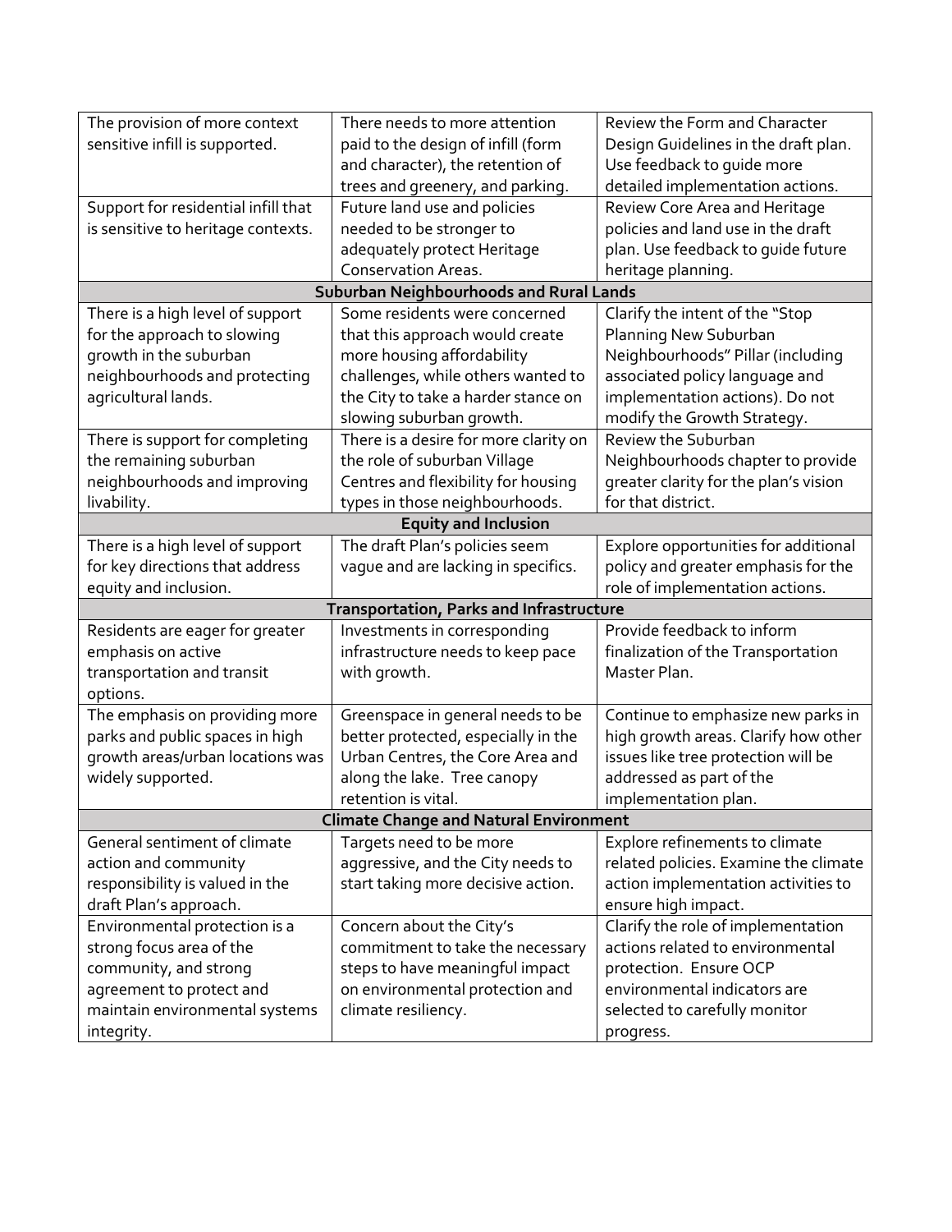| | | |
|---|---|---|
| The provision of more context sensitive infill is supported. | There needs to more attention paid to the design of infill (form and character), the retention of trees and greenery, and parking. | Review the Form and Character Design Guidelines in the draft plan. Use feedback to guide more detailed implementation actions. |
| Support for residential infill that is sensitive to heritage contexts. | Future land use and policies needed to be stronger to adequately protect Heritage Conservation Areas. | Review Core Area and Heritage policies and land use in the draft plan. Use feedback to guide future heritage planning. |
| **Suburban Neighbourhoods and Rural Lands** | | |
| There is a high level of support for the approach to slowing growth in the suburban neighbourhoods and protecting agricultural lands. | Some residents were concerned that this approach would create more housing affordability challenges, while others wanted to the City to take a harder stance on slowing suburban growth. | Clarify the intent of the "Stop Planning New Suburban Neighbourhoods" Pillar (including associated policy language and implementation actions). Do not modify the Growth Strategy. |
| There is support for completing the remaining suburban neighbourhoods and improving livability. | There is a desire for more clarity on the role of suburban Village Centres and flexibility for housing types in those neighbourhoods. | Review the Suburban Neighbourhoods chapter to provide greater clarity for the plan's vision for that district. |
| **Equity and Inclusion** | | |
| There is a high level of support for key directions that address equity and inclusion. | The draft Plan's policies seem vague and are lacking in specifics. | Explore opportunities for additional policy and greater emphasis for the role of implementation actions. |
| **Transportation, Parks and Infrastructure** | | |
| Residents are eager for greater emphasis on active transportation and transit options. | Investments in corresponding infrastructure needs to keep pace with growth. | Provide feedback to inform finalization of the Transportation Master Plan. |
| The emphasis on providing more parks and public spaces in high growth areas/urban locations was widely supported. | Greenspace in general needs to be better protected, especially in the Urban Centres, the Core Area and along the lake. Tree canopy retention is vital. | Continue to emphasize new parks in high growth areas. Clarify how other issues like tree protection will be addressed as part of the implementation plan. |
| **Climate Change and Natural Environment** | | |
| General sentiment of climate action and community responsibility is valued in the draft Plan's approach. | Targets need to be more aggressive, and the City needs to start taking more decisive action. | Explore refinements to climate related policies. Examine the climate action implementation activities to ensure high impact. |
| Environmental protection is a strong focus area of the community, and strong agreement to protect and maintain environmental systems integrity. | Concern about the City's commitment to take the necessary steps to have meaningful impact on environmental protection and climate resiliency. | Clarify the role of implementation actions related to environmental protection. Ensure OCP environmental indicators are selected to carefully monitor progress. |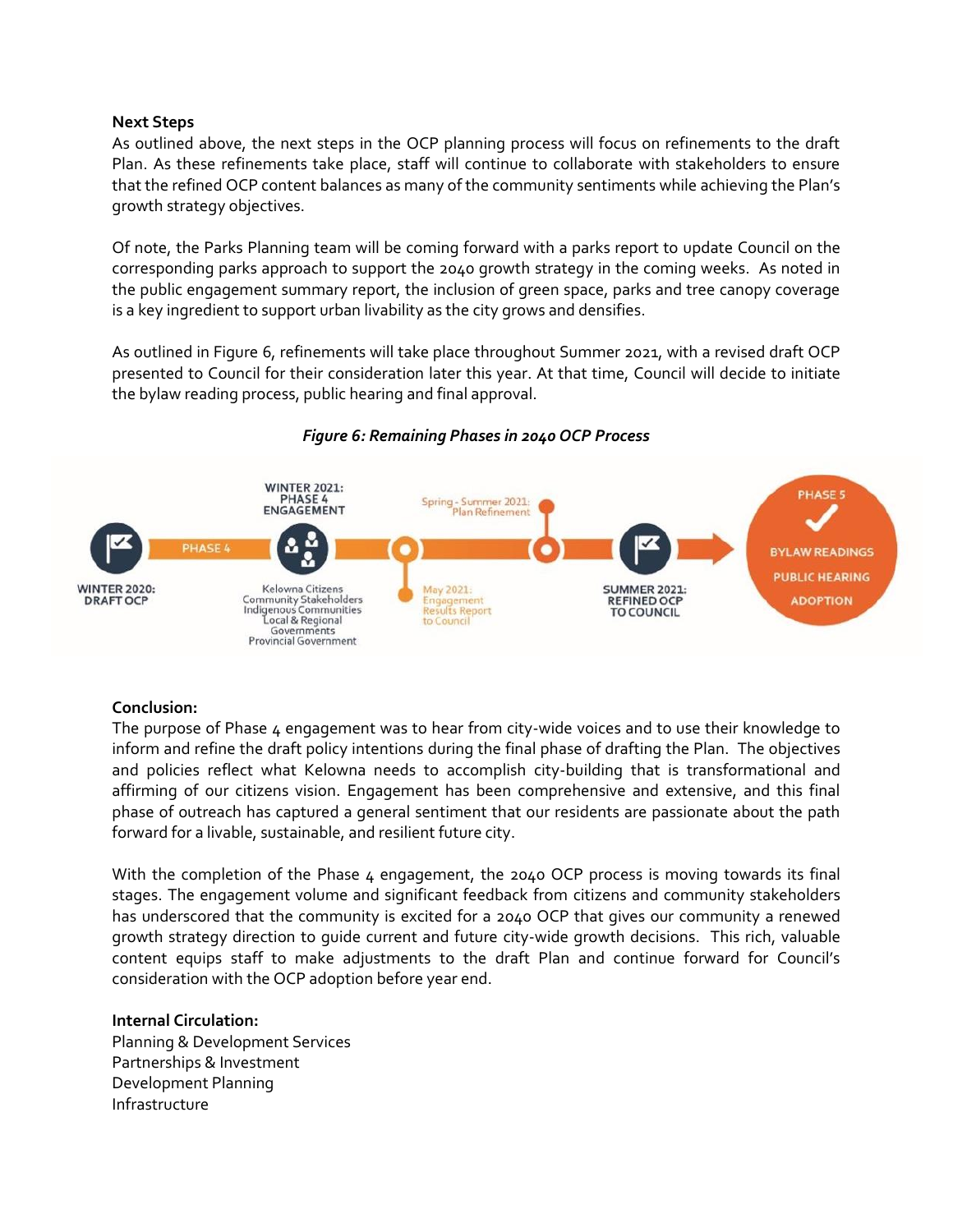**Next Steps**

As outlined above, the next steps in the OCP planning process will focus on refinements to the draft Plan. As these refinements take place, staff will continue to collaborate with stakeholders to ensure that the refined OCP content balances as many of the community sentiments while achieving the Plan's growth strategy objectives.

Of note, the Parks Planning team will be coming forward with a parks report to update Council on the corresponding parks approach to support the 2040 growth strategy in the coming weeks. As noted in the public engagement summary report, the inclusion of green space, parks and tree canopy coverage is a key ingredient to support urban livability as the city grows and densifies.

As outlined in Figure 6, refinements will take place throughout Summer 2021, with a revised draft OCP presented to Council for their consideration later this year. At that time, Council will decide to initiate the bylaw reading process, public hearing and final approval.

*Figure 6: Remaining Phases in 2040 OCP Process*

WINTER 2020: DRAFT OCP — PHASE 4 — WINTER 2021: PHASE 4 ENGAGEMENT (Kelowna Citizens, Community Stakeholders, Indigenous Communities, Local & Regional Governments, Provincial Government) — May 2021: Engagement Results Report to Council — Spring - Summer 2021: Plan Refinement — SUMMER 2021: REFINED OCP TO COUNCIL — PHASE 5: BYLAW READINGS, PUBLIC HEARING, ADOPTION

**Conclusion:**

The purpose of Phase 4 engagement was to hear from city-wide voices and to use their knowledge to inform and refine the draft policy intentions during the final phase of drafting the Plan. The objectives and policies reflect what Kelowna needs to accomplish city-building that is transformational and affirming of our citizens vision. Engagement has been comprehensive and extensive, and this final phase of outreach has captured a general sentiment that our residents are passionate about the path forward for a livable, sustainable, and resilient future city.

With the completion of the Phase 4 engagement, the 2040 OCP process is moving towards its final stages. The engagement volume and significant feedback from citizens and community stakeholders has underscored that the community is excited for a 2040 OCP that gives our community a renewed growth strategy direction to guide current and future city-wide growth decisions. This rich, valuable content equips staff to make adjustments to the draft Plan and continue forward for Council's consideration with the OCP adoption before year end.

**Internal Circulation:**

Planning & Development Services
Partnerships & Investment
Development Planning
Infrastructure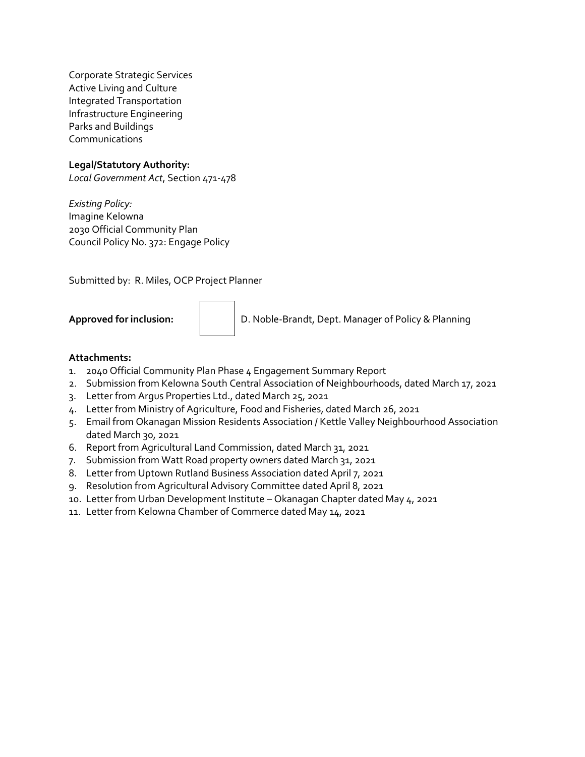Corporate Strategic Services
Active Living and Culture
Integrated Transportation
Infrastructure Engineering
Parks and Buildings
Communications

**Legal/Statutory Authority:**
*Local Government Act*, Section 471-478

*Existing Policy:*
Imagine Kelowna
2030 Official Community Plan
Council Policy No. 372: Engage Policy

Submitted by: R. Miles, OCP Project Planner

**Approved for inclusion:** D. Noble-Brandt, Dept. Manager of Policy & Planning

**Attachments:**

1. 2040 Official Community Plan Phase 4 Engagement Summary Report
2. Submission from Kelowna South Central Association of Neighbourhoods, dated March 17, 2021
3. Letter from Argus Properties Ltd., dated March 25, 2021
4. Letter from Ministry of Agriculture, Food and Fisheries, dated March 26, 2021
5. Email from Okanagan Mission Residents Association / Kettle Valley Neighbourhood Association dated March 30, 2021
6. Report from Agricultural Land Commission, dated March 31, 2021
7. Submission from Watt Road property owners dated March 31, 2021
8. Letter from Uptown Rutland Business Association dated April 7, 2021
9. Resolution from Agricultural Advisory Committee dated April 8, 2021
10. Letter from Urban Development Institute – Okanagan Chapter dated May 4, 2021
11. Letter from Kelowna Chamber of Commerce dated May 14, 2021